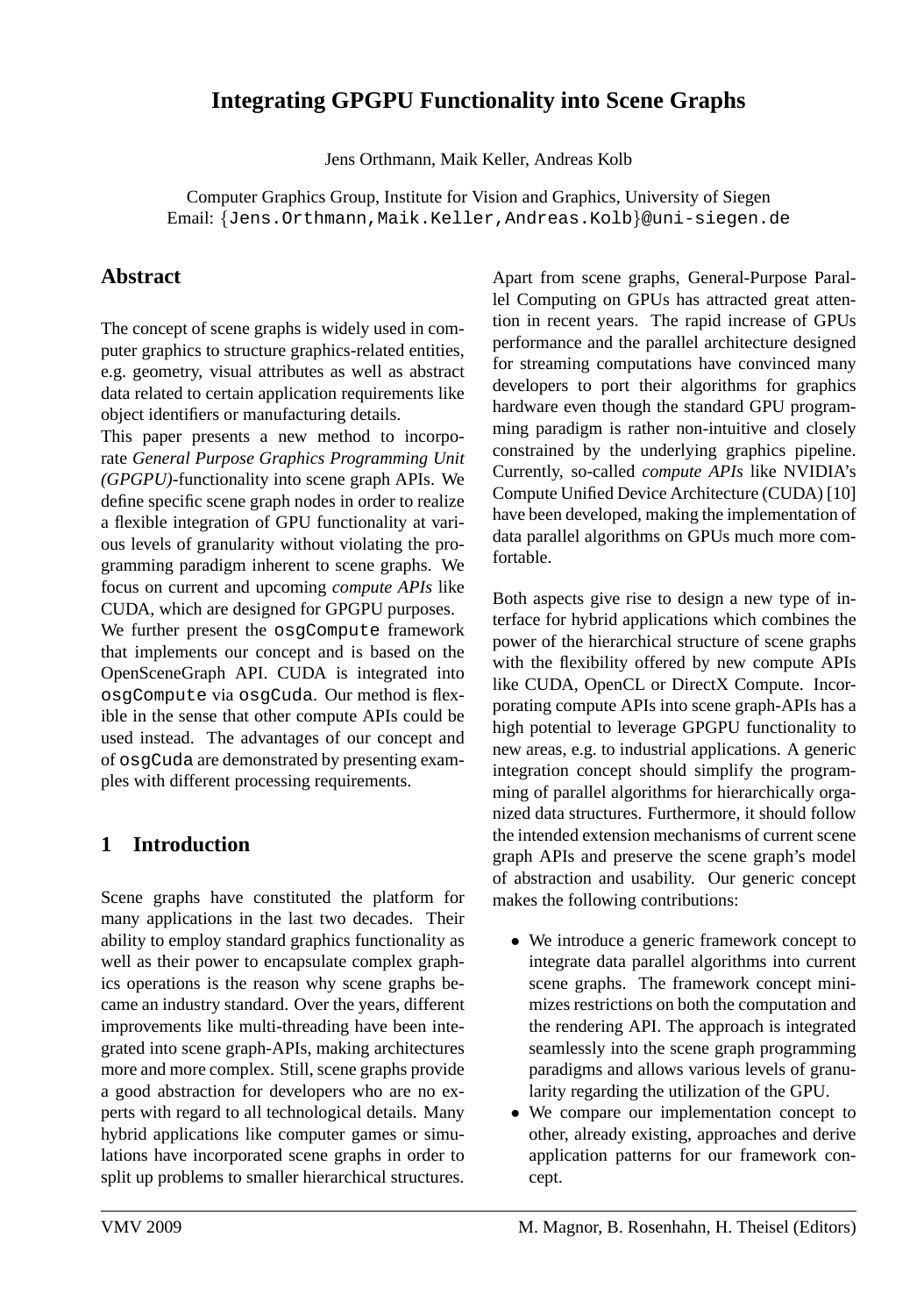# Integrating GPGPU Functionality into Scene Graphs

Jens Orthmann, Maik Keller, Andreas Kolb

Computer Graphics Group, Institute for Vision and Graphics, University of Siegen
Email: {Jens.Orthmann,Maik.Keller,Andreas.Kolb}@uni-siegen.de

## Abstract

The concept of scene graphs is widely used in computer graphics to structure graphics-related entities, e.g. geometry, visual attributes as well as abstract data related to certain application requirements like object identifiers or manufacturing details.

This paper presents a new method to incorporate *General Purpose Graphics Programming Unit (GPGPU)*-functionality into scene graph APIs. We define specific scene graph nodes in order to realize a flexible integration of GPU functionality at various levels of granularity without violating the programming paradigm inherent to scene graphs. We focus on current and upcoming *compute APIs* like CUDA, which are designed for GPGPU purposes.

We further present the `osgCompute` framework that implements our concept and is based on the OpenSceneGraph API. CUDA is integrated into `osgCompute` via `osgCuda`. Our method is flexible in the sense that other compute APIs could be used instead. The advantages of our concept and of `osgCuda` are demonstrated by presenting examples with different processing requirements.

## 1 Introduction

Scene graphs have constituted the platform for many applications in the last two decades. Their ability to employ standard graphics functionality as well as their power to encapsulate complex graphics operations is the reason why scene graphs became an industry standard. Over the years, different improvements like multi-threading have been integrated into scene graph-APIs, making architectures more and more complex. Still, scene graphs provide a good abstraction for developers who are no experts with regard to all technological details. Many hybrid applications like computer games or simulations have incorporated scene graphs in order to split up problems to smaller hierarchical structures.

Apart from scene graphs, General-Purpose Parallel Computing on GPUs has attracted great attention in recent years. The rapid increase of GPUs performance and the parallel architecture designed for streaming computations have convinced many developers to port their algorithms for graphics hardware even though the standard GPU programming paradigm is rather non-intuitive and closely constrained by the underlying graphics pipeline. Currently, so-called *compute APIs* like NVIDIA's Compute Unified Device Architecture (CUDA) [10] have been developed, making the implementation of data parallel algorithms on GPUs much more comfortable.

Both aspects give rise to design a new type of interface for hybrid applications which combines the power of the hierarchical structure of scene graphs with the flexibility offered by new compute APIs like CUDA, OpenCL or DirectX Compute. Incorporating compute APIs into scene graph-APIs has a high potential to leverage GPGPU functionality to new areas, e.g. to industrial applications. A generic integration concept should simplify the programming of parallel algorithms for hierarchically organized data structures. Furthermore, it should follow the intended extension mechanisms of current scene graph APIs and preserve the scene graph's model of abstraction and usability. Our generic concept makes the following contributions:

- We introduce a generic framework concept to integrate data parallel algorithms into current scene graphs. The framework concept minimizes restrictions on both the computation and the rendering API. The approach is integrated seamlessly into the scene graph programming paradigms and allows various levels of granularity regarding the utilization of the GPU.
- We compare our implementation concept to other, already existing, approaches and derive application patterns for our framework concept.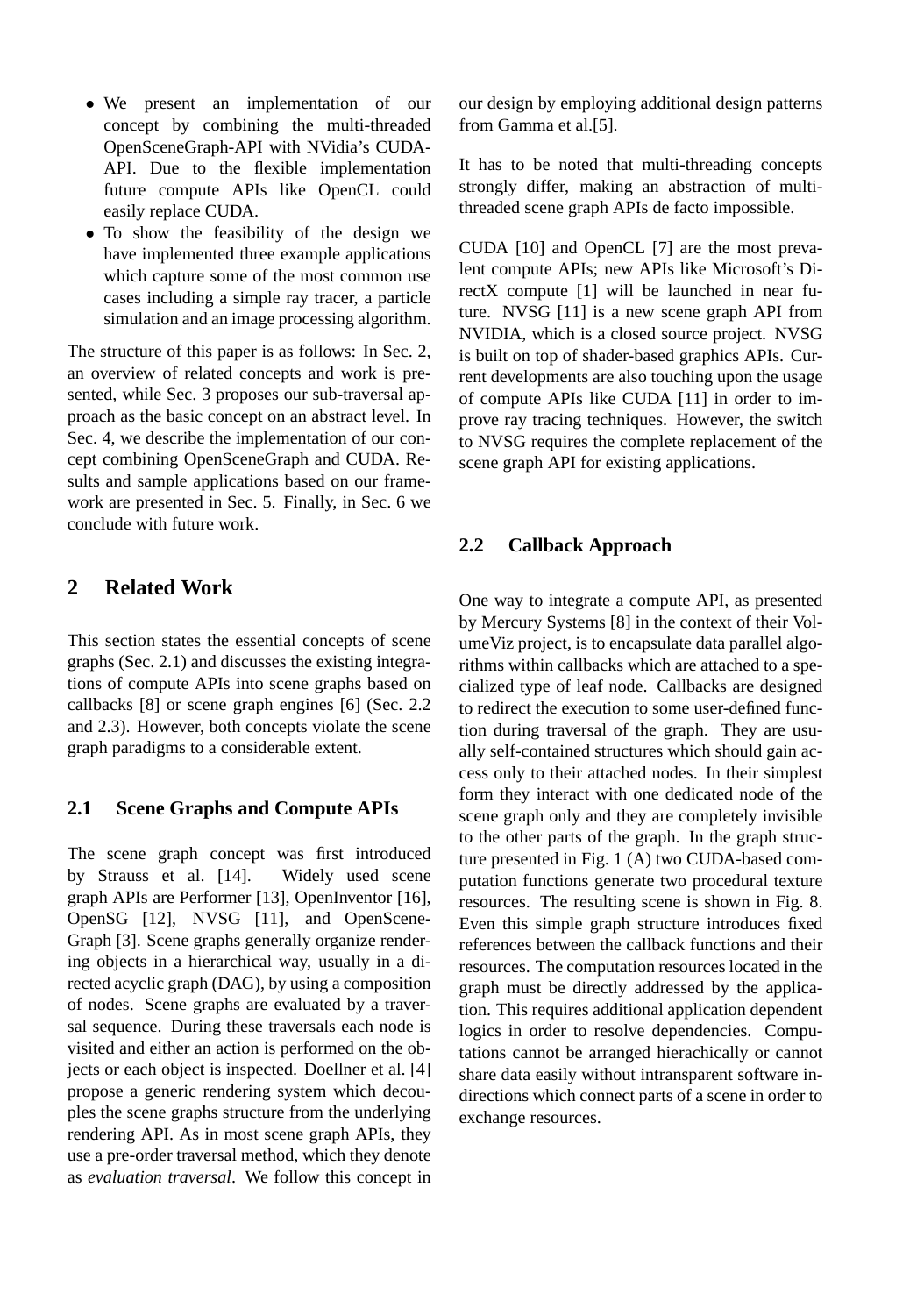- We present an implementation of our concept by combining the multi-threaded OpenSceneGraph-API with NVidia's CUDA-API. Due to the flexible implementation future compute APIs like OpenCL could easily replace CUDA.
- To show the feasibility of the design we have implemented three example applications which capture some of the most common use cases including a simple ray tracer, a particle simulation and an image processing algorithm.

The structure of this paper is as follows: In Sec. 2, an overview of related concepts and work is presented, while Sec. 3 proposes our sub-traversal approach as the basic concept on an abstract level. In Sec. 4, we describe the implementation of our concept combining OpenSceneGraph and CUDA. Results and sample applications based on our framework are presented in Sec. 5. Finally, in Sec. 6 we conclude with future work.

## 2 Related Work

This section states the essential concepts of scene graphs (Sec. 2.1) and discusses the existing integrations of compute APIs into scene graphs based on callbacks [8] or scene graph engines [6] (Sec. 2.2 and 2.3). However, both concepts violate the scene graph paradigms to a considerable extent.

### 2.1 Scene Graphs and Compute APIs

The scene graph concept was first introduced by Strauss et al. [14]. Widely used scene graph APIs are Performer [13], OpenInventor [16], OpenSG [12], NVSG [11], and OpenSceneGraph [3]. Scene graphs generally organize rendering objects in a hierarchical way, usually in a directed acyclic graph (DAG), by using a composition of nodes. Scene graphs are evaluated by a traversal sequence. During these traversals each node is visited and either an action is performed on the objects or each object is inspected. Doellner et al. [4] propose a generic rendering system which decouples the scene graphs structure from the underlying rendering API. As in most scene graph APIs, they use a pre-order traversal method, which they denote as *evaluation traversal*. We follow this concept in our design by employing additional design patterns from Gamma et al.[5].

It has to be noted that multi-threading concepts strongly differ, making an abstraction of multi-threaded scene graph APIs de facto impossible.

CUDA [10] and OpenCL [7] are the most prevalent compute APIs; new APIs like Microsoft's DirectX compute [1] will be launched in near future. NVSG [11] is a new scene graph API from NVIDIA, which is a closed source project. NVSG is built on top of shader-based graphics APIs. Current developments are also touching upon the usage of compute APIs like CUDA [11] in order to improve ray tracing techniques. However, the switch to NVSG requires the complete replacement of the scene graph API for existing applications.

### 2.2 Callback Approach

One way to integrate a compute API, as presented by Mercury Systems [8] in the context of their VolumeViz project, is to encapsulate data parallel algorithms within callbacks which are attached to a specialized type of leaf node. Callbacks are designed to redirect the execution to some user-defined function during traversal of the graph. They are usually self-contained structures which should gain access only to their attached nodes. In their simplest form they interact with one dedicated node of the scene graph only and they are completely invisible to the other parts of the graph. In the graph structure presented in Fig. 1 (A) two CUDA-based computation functions generate two procedural texture resources. The resulting scene is shown in Fig. 8. Even this simple graph structure introduces fixed references between the callback functions and their resources. The computation resources located in the graph must be directly addressed by the application. This requires additional application dependent logics in order to resolve dependencies. Computations cannot be arranged hierachically or cannot share data easily without intransparent software indirections which connect parts of a scene in order to exchange resources.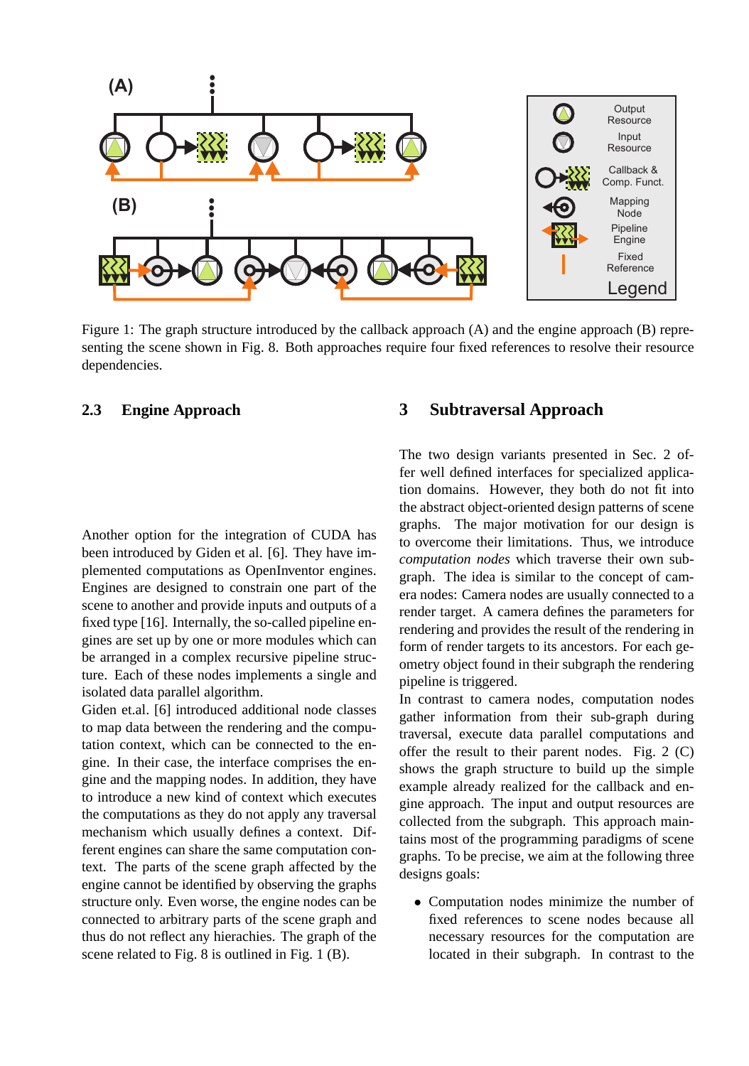Figure 1: The graph structure introduced by the callback approach (A) and the engine approach (B) representing the scene shown in Fig. 8. Both approaches require four fixed references to resolve their resource dependencies.

### 2.3 Engine Approach

Another option for the integration of CUDA has been introduced by Giden et al. [6]. They have implemented computations as OpenInventor engines. Engines are designed to constrain one part of the scene to another and provide inputs and outputs of a fixed type [16]. Internally, the so-called pipeline engines are set up by one or more modules which can be arranged in a complex recursive pipeline structure. Each of these nodes implements a single and isolated data parallel algorithm.

Giden et.al. [6] introduced additional node classes to map data between the rendering and the computation context, which can be connected to the engine. In their case, the interface comprises the engine and the mapping nodes. In addition, they have to introduce a new kind of context which executes the computations as they do not apply any traversal mechanism which usually defines a context. Different engines can share the same computation context. The parts of the scene graph affected by the engine cannot be identified by observing the graphs structure only. Even worse, the engine nodes can be connected to arbitrary parts of the scene graph and thus do not reflect any hierachies. The graph of the scene related to Fig. 8 is outlined in Fig. 1 (B).

## 3 Subtraversal Approach

The two design variants presented in Sec. 2 offer well defined interfaces for specialized application domains. However, they both do not fit into the abstract object-oriented design patterns of scene graphs. The major motivation for our design is to overcome their limitations. Thus, we introduce *computation nodes* which traverse their own subgraph. The idea is similar to the concept of camera nodes: Camera nodes are usually connected to a render target. A camera defines the parameters for rendering and provides the result of the rendering in form of render targets to its ancestors. For each geometry object found in their subgraph the rendering pipeline is triggered.

In contrast to camera nodes, computation nodes gather information from their sub-graph during traversal, execute data parallel computations and offer the result to their parent nodes. Fig. 2 (C) shows the graph structure to build up the simple example already realized for the callback and engine approach. The input and output resources are collected from the subgraph. This approach maintains most of the programming paradigms of scene graphs. To be precise, we aim at the following three designs goals:

- Computation nodes minimize the number of fixed references to scene nodes because all necessary resources for the computation are located in their subgraph. In contrast to the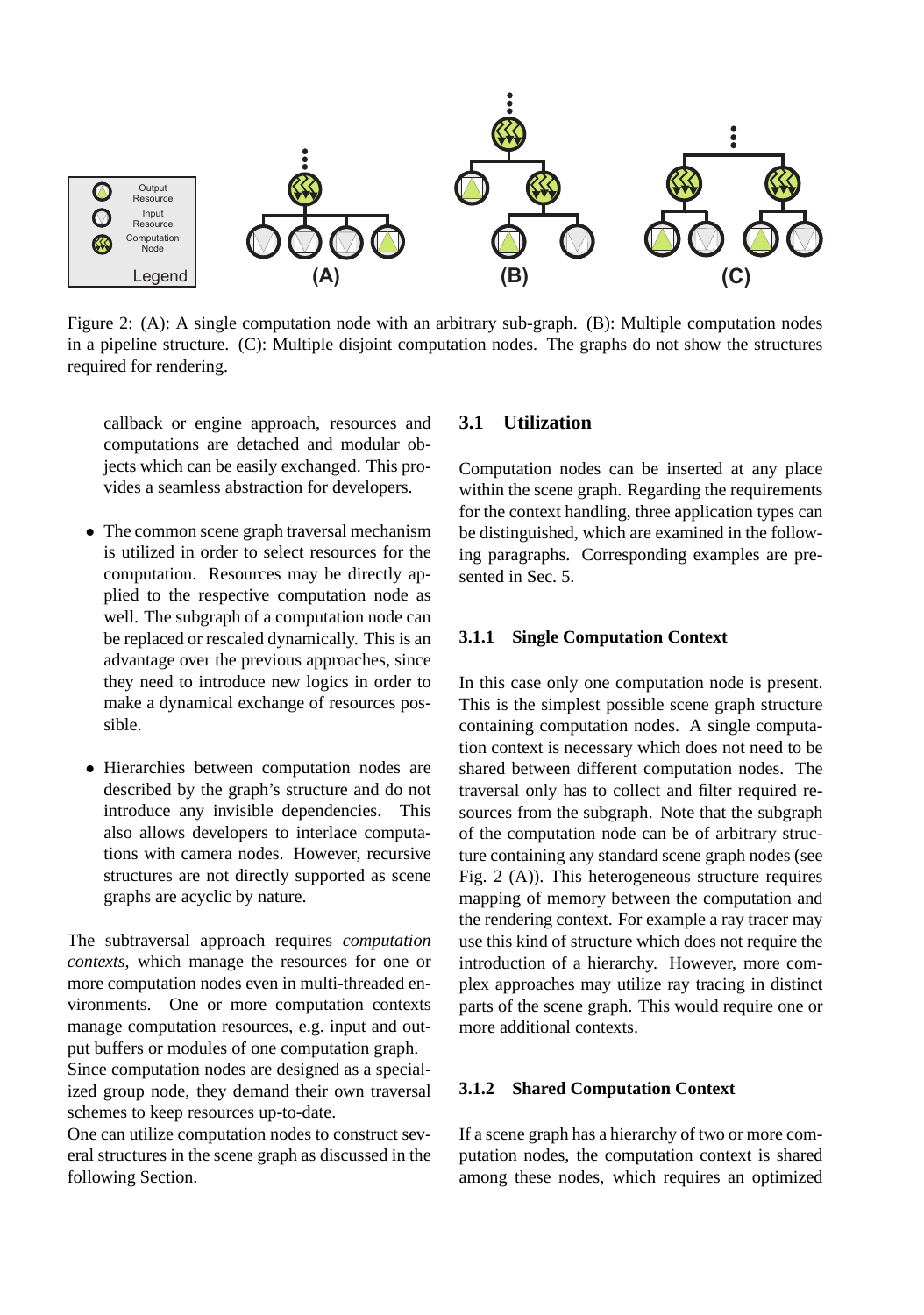Figure 2: (A): A single computation node with an arbitrary sub-graph. (B): Multiple computation nodes in a pipeline structure. (C): Multiple disjoint computation nodes. The graphs do not show the structures required for rendering.

callback or engine approach, resources and computations are detached and modular objects which can be easily exchanged. This provides a seamless abstraction for developers.

- The common scene graph traversal mechanism is utilized in order to select resources for the computation. Resources may be directly applied to the respective computation node as well. The subgraph of a computation node can be replaced or rescaled dynamically. This is an advantage over the previous approaches, since they need to introduce new logics in order to make a dynamical exchange of resources possible.

- Hierarchies between computation nodes are described by the graph's structure and do not introduce any invisible dependencies. This also allows developers to interlace computations with camera nodes. However, recursive structures are not directly supported as scene graphs are acyclic by nature.

The subtraversal approach requires *computation contexts*, which manage the resources for one or more computation nodes even in multi-threaded environments. One or more computation contexts manage computation resources, e.g. input and output buffers or modules of one computation graph.
Since computation nodes are designed as a specialized group node, they demand their own traversal schemes to keep resources up-to-date.
One can utilize computation nodes to construct several structures in the scene graph as discussed in the following Section.

## 3.1 Utilization

Computation nodes can be inserted at any place within the scene graph. Regarding the requirements for the context handling, three application types can be distinguished, which are examined in the following paragraphs. Corresponding examples are presented in Sec. 5.

### 3.1.1 Single Computation Context

In this case only one computation node is present. This is the simplest possible scene graph structure containing computation nodes. A single computation context is necessary which does not need to be shared between different computation nodes. The traversal only has to collect and filter required resources from the subgraph. Note that the subgraph of the computation node can be of arbitrary structure containing any standard scene graph nodes (see Fig. 2 (A)). This heterogeneous structure requires mapping of memory between the computation and the rendering context. For example a ray tracer may use this kind of structure which does not require the introduction of a hierarchy. However, more complex approaches may utilize ray tracing in distinct parts of the scene graph. This would require one or more additional contexts.

### 3.1.2 Shared Computation Context

If a scene graph has a hierarchy of two or more computation nodes, the computation context is shared among these nodes, which requires an optimized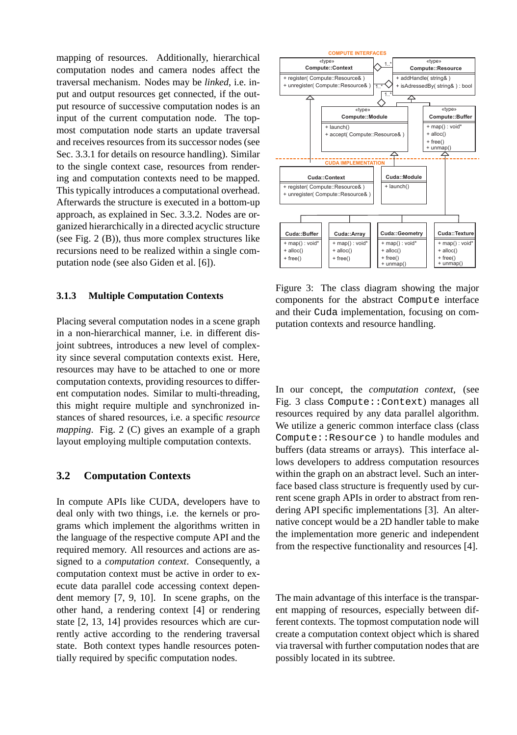mapping of resources. Additionally, hierarchical computation nodes and camera nodes affect the traversal mechanism. Nodes may be *linked*, i.e. input and output resources get connected, if the output resource of successive computation nodes is an input of the current computation node. The topmost computation node starts an update traversal and receives resources from its successor nodes (see Sec. 3.3.1 for details on resource handling). Similar to the single context case, resources from rendering and computation contexts need to be mapped. This typically introduces a computational overhead. Afterwards the structure is executed in a bottom-up approach, as explained in Sec. 3.3.2. Nodes are organized hierarchically in a directed acyclic structure (see Fig. 2 (B)), thus more complex structures like recursions need to be realized within a single computation node (see also Giden et al. [6]).

### 3.1.3 Multiple Computation Contexts

Placing several computation nodes in a scene graph in a non-hierarchical manner, i.e. in different disjoint subtrees, introduces a new level of complexity since several computation contexts exist. Here, resources may have to be attached to one or more computation contexts, providing resources to different computation nodes. Similar to multi-threading, this might require multiple and synchronized instances of shared resources, i.e. a specific *resource mapping*. Fig. 2 (C) gives an example of a graph layout employing multiple computation contexts.

## 3.2 Computation Contexts

In compute APIs like CUDA, developers have to deal only with two things, i.e. the kernels or programs which implement the algorithms written in the language of the respective compute API and the required memory. All resources and actions are assigned to a *computation context*. Consequently, a computation context must be active in order to execute data parallel code accessing context dependent memory [7, 9, 10]. In scene graphs, on the other hand, a rendering context [4] or rendering state [2, 13, 14] provides resources which are currently active according to the rendering traversal state. Both context types handle resources potentially required by specific computation nodes.

Figure 3: The class diagram showing the major components for the abstract `Compute` interface and their `Cuda` implementation, focusing on computation contexts and resource handling.

In our concept, the *computation context*, (see Fig. 3 class `Compute::Context`) manages all resources required by any data parallel algorithm. We utilize a generic common interface class (class `Compute::Resource` ) to handle modules and buffers (data streams or arrays). This interface allows developers to address computation resources within the graph on an abstract level. Such an interface based class structure is frequently used by current scene graph APIs in order to abstract from rendering API specific implementations [3]. An alternative concept would be a 2D handler table to make the implementation more generic and independent from the respective functionality and resources [4].

The main advantage of this interface is the transparent mapping of resources, especially between different contexts. The topmost computation node will create a computation context object which is shared via traversal with further computation nodes that are possibly located in its subtree.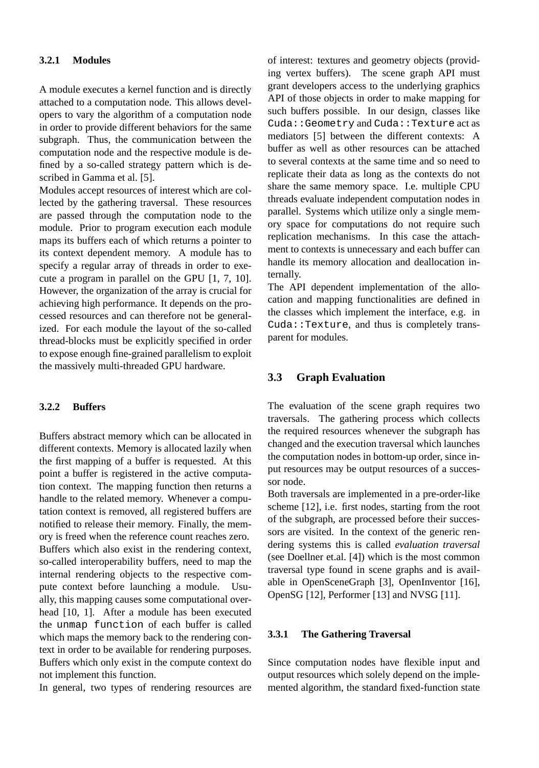#### 3.2.1 Modules

A module executes a kernel function and is directly attached to a computation node. This allows developers to vary the algorithm of a computation node in order to provide different behaviors for the same subgraph. Thus, the communication between the computation node and the respective module is defined by a so-called strategy pattern which is described in Gamma et al. [5].

Modules accept resources of interest which are collected by the gathering traversal. These resources are passed through the computation node to the module. Prior to program execution each module maps its buffers each of which returns a pointer to its context dependent memory. A module has to specify a regular array of threads in order to execute a program in parallel on the GPU [1, 7, 10]. However, the organization of the array is crucial for achieving high performance. It depends on the processed resources and can therefore not be generalized. For each module the layout of the so-called thread-blocks must be explicitly specified in order to expose enough fine-grained parallelism to exploit the massively multi-threaded GPU hardware.

#### 3.2.2 Buffers

Buffers abstract memory which can be allocated in different contexts. Memory is allocated lazily when the first mapping of a buffer is requested. At this point a buffer is registered in the active computation context. The mapping function then returns a handle to the related memory. Whenever a computation context is removed, all registered buffers are notified to release their memory. Finally, the memory is freed when the reference count reaches zero.

Buffers which also exist in the rendering context, so-called interoperability buffers, need to map the internal rendering objects to the respective compute context before launching a module. Usually, this mapping causes some computational overhead [10, 1]. After a module has been executed the `unmap function` of each buffer is called which maps the memory back to the rendering context in order to be available for rendering purposes. Buffers which only exist in the compute context do not implement this function.

In general, two types of rendering resources are of interest: textures and geometry objects (providing vertex buffers). The scene graph API must grant developers access to the underlying graphics API of those objects in order to make mapping for such buffers possible. In our design, classes like `Cuda::Geometry` and `Cuda::Texture` act as mediators [5] between the different contexts: A buffer as well as other resources can be attached to several contexts at the same time and so need to replicate their data as long as the contexts do not share the same memory space. I.e. multiple CPU threads evaluate independent computation nodes in parallel. Systems which utilize only a single memory space for computations do not require such replication mechanisms. In this case the attachment to contexts is unnecessary and each buffer can handle its memory allocation and deallocation internally.

The API dependent implementation of the allocation and mapping functionalities are defined in the classes which implement the interface, e.g. in `Cuda::Texture`, and thus is completely transparent for modules.

### 3.3 Graph Evaluation

The evaluation of the scene graph requires two traversals. The gathering process which collects the required resources whenever the subgraph has changed and the execution traversal which launches the computation nodes in bottom-up order, since input resources may be output resources of a successor node.

Both traversals are implemented in a pre-order-like scheme [12], i.e. first nodes, starting from the root of the subgraph, are processed before their successors are visited. In the context of the generic rendering systems this is called *evaluation traversal* (see Doellner et.al. [4]) which is the most common traversal type found in scene graphs and is available in OpenSceneGraph [3], OpenInventor [16], OpenSG [12], Performer [13] and NVSG [11].

#### 3.3.1 The Gathering Traversal

Since computation nodes have flexible input and output resources which solely depend on the implemented algorithm, the standard fixed-function state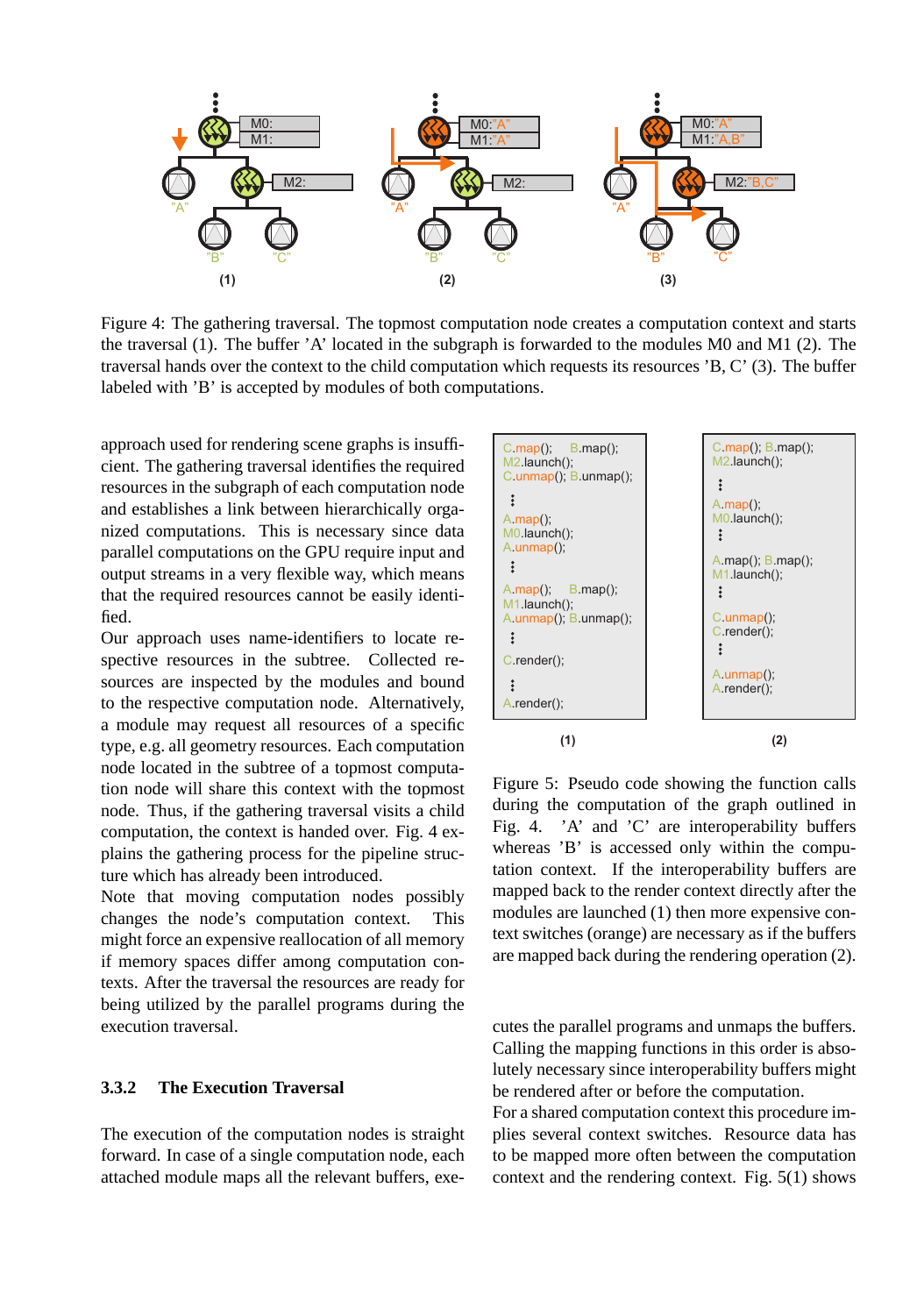Figure 4: The gathering traversal. The topmost computation node creates a computation context and starts the traversal (1). The buffer 'A' located in the subgraph is forwarded to the modules M0 and M1 (2). The traversal hands over the context to the child computation which requests its resources 'B, C' (3). The buffer labeled with 'B' is accepted by modules of both computations.

approach used for rendering scene graphs is insufficient. The gathering traversal identifies the required resources in the subgraph of each computation node and establishes a link between hierarchically organized computations. This is necessary since data parallel computations on the GPU require input and output streams in a very flexible way, which means that the required resources cannot be easily identified.

Our approach uses name-identifiers to locate respective resources in the subtree. Collected resources are inspected by the modules and bound to the respective computation node. Alternatively, a module may request all resources of a specific type, e.g. all geometry resources. Each computation node located in the subtree of a topmost computation node will share this context with the topmost node. Thus, if the gathering traversal visits a child computation, the context is handed over. Fig. 4 explains the gathering process for the pipeline structure which has already been introduced.

Note that moving computation nodes possibly changes the node's computation context. This might force an expensive reallocation of all memory if memory spaces differ among computation contexts. After the traversal the resources are ready for being utilized by the parallel programs during the execution traversal.

### 3.3.2 The Execution Traversal

The execution of the computation nodes is straight forward. In case of a single computation node, each attached module maps all the relevant buffers, executes the parallel programs and unmaps the buffers. Calling the mapping functions in this order is absolutely necessary since interoperability buffers might be rendered after or before the computation.

For a shared computation context this procedure implies several context switches. Resource data has to be mapped more often between the computation context and the rendering context. Fig. 5(1) shows

(1)

```
C.map();    B.map();
M2.launch();
C.unmap(); B.unmap();
⋮
A.map();
M0.launch();
A.unmap();
⋮
A.map();    B.map();
M1.launch();
A.unmap(); B.unmap();
⋮
C.render();
⋮
A.render();
```

(2)

```
C.map(); B.map();
M2.launch();
⋮
A.map();
M0.launch();
⋮
A.map(); B.map();
M1.launch();
⋮
C.unmap();
C.render();
⋮
A.unmap();
A.render();
```

Figure 5: Pseudo code showing the function calls during the computation of the graph outlined in Fig. 4. 'A' and 'C' are interoperability buffers whereas 'B' is accessed only within the computation context. If the interoperability buffers are mapped back to the render context directly after the modules are launched (1) then more expensive context switches (orange) are necessary as if the buffers are mapped back during the rendering operation (2).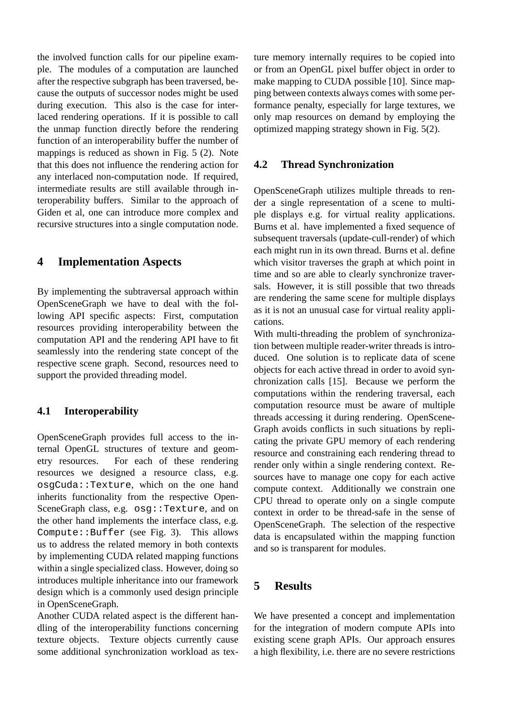the involved function calls for our pipeline example. The modules of a computation are launched after the respective subgraph has been traversed, because the outputs of successor nodes might be used during execution. This also is the case for interlaced rendering operations. If it is possible to call the unmap function directly before the rendering function of an interoperability buffer the number of mappings is reduced as shown in Fig. 5 (2). Note that this does not influence the rendering action for any interlaced non-computation node. If required, intermediate results are still available through interoperability buffers. Similar to the approach of Giden et al, one can introduce more complex and recursive structures into a single computation node.

## 4 Implementation Aspects

By implementing the subtraversal approach within OpenSceneGraph we have to deal with the following API specific aspects: First, computation resources providing interoperability between the computation API and the rendering API have to fit seamlessly into the rendering state concept of the respective scene graph. Second, resources need to support the provided threading model.

### 4.1 Interoperability

OpenSceneGraph provides full access to the internal OpenGL structures of texture and geometry resources. For each of these rendering resources we designed a resource class, e.g. `osgCuda::Texture`, which on the one hand inherits functionality from the respective OpenSceneGraph class, e.g. `osg::Texture`, and on the other hand implements the interface class, e.g. `Compute::Buffer` (see Fig. 3). This allows us to address the related memory in both contexts by implementing CUDA related mapping functions within a single specialized class. However, doing so introduces multiple inheritance into our framework design which is a commonly used design principle in OpenSceneGraph.

Another CUDA related aspect is the different handling of the interoperability functions concerning texture objects. Texture objects currently cause some additional synchronization workload as texture memory internally requires to be copied into or from an OpenGL pixel buffer object in order to make mapping to CUDA possible [10]. Since mapping between contexts always comes with some performance penalty, especially for large textures, we only map resources on demand by employing the optimized mapping strategy shown in Fig. 5(2).

### 4.2 Thread Synchronization

OpenSceneGraph utilizes multiple threads to render a single representation of a scene to multiple displays e.g. for virtual reality applications. Burns et al. have implemented a fixed sequence of subsequent traversals (update-cull-render) of which each might run in its own thread. Burns et al. define which visitor traverses the graph at which point in time and so are able to clearly synchronize traversals. However, it is still possible that two threads are rendering the same scene for multiple displays as it is not an unusual case for virtual reality applications.

With multi-threading the problem of synchronization between multiple reader-writer threads is introduced. One solution is to replicate data of scene objects for each active thread in order to avoid synchronization calls [15]. Because we perform the computations within the rendering traversal, each computation resource must be aware of multiple threads accessing it during rendering. OpenSceneGraph avoids conflicts in such situations by replicating the private GPU memory of each rendering resource and constraining each rendering thread to render only within a single rendering context. Resources have to manage one copy for each active compute context. Additionally we constrain one CPU thread to operate only on a single compute context in order to be thread-safe in the sense of OpenSceneGraph. The selection of the respective data is encapsulated within the mapping function and so is transparent for modules.

## 5 Results

We have presented a concept and implementation for the integration of modern compute APIs into existing scene graph APIs. Our approach ensures a high flexibility, i.e. there are no severe restrictions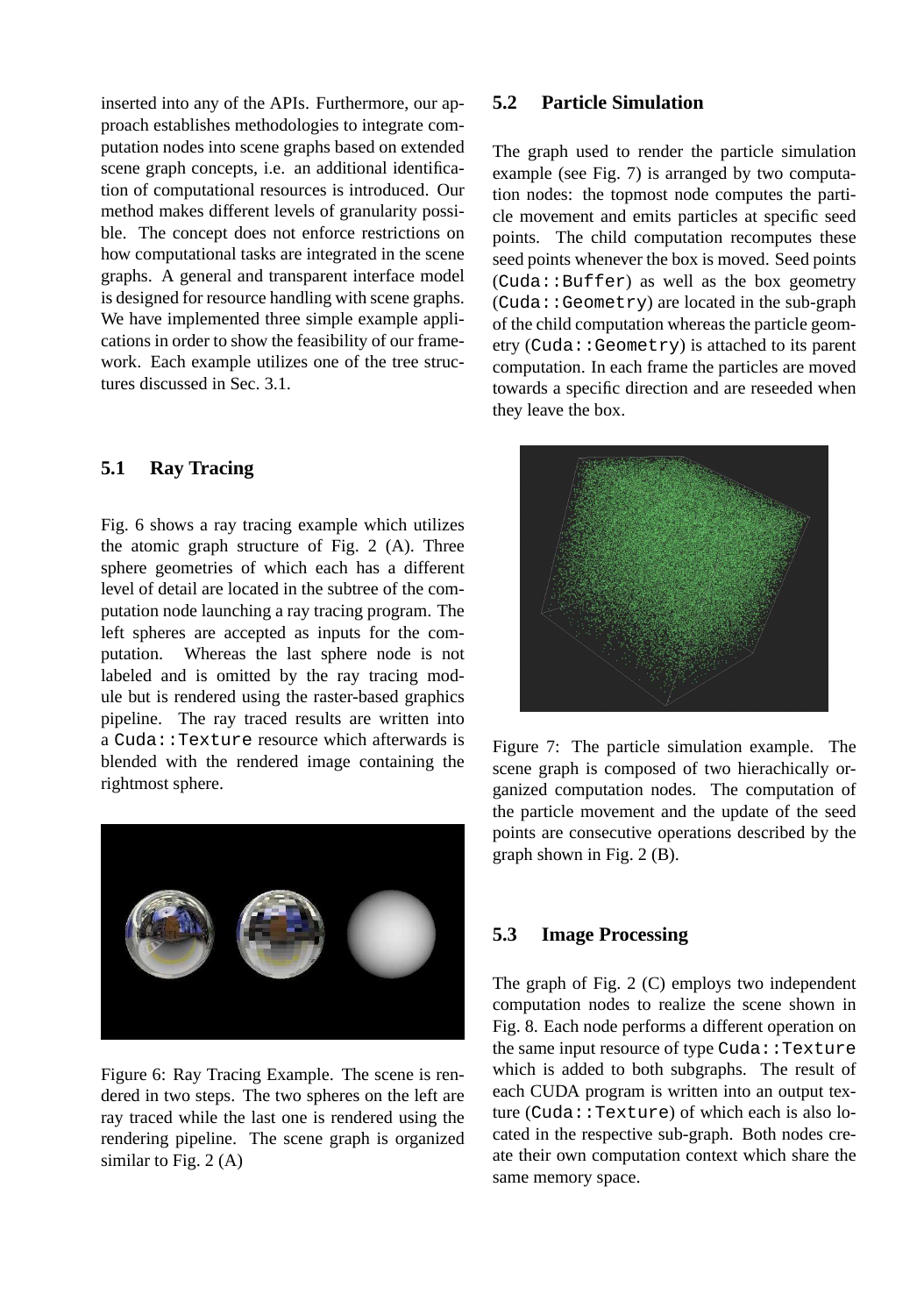inserted into any of the APIs. Furthermore, our approach establishes methodologies to integrate computation nodes into scene graphs based on extended scene graph concepts, i.e. an additional identification of computational resources is introduced. Our method makes different levels of granularity possible. The concept does not enforce restrictions on how computational tasks are integrated in the scene graphs. A general and transparent interface model is designed for resource handling with scene graphs. We have implemented three simple example applications in order to show the feasibility of our framework. Each example utilizes one of the tree structures discussed in Sec. 3.1.

## 5.1 Ray Tracing

Fig. 6 shows a ray tracing example which utilizes the atomic graph structure of Fig. 2 (A). Three sphere geometries of which each has a different level of detail are located in the subtree of the computation node launching a ray tracing program. The left spheres are accepted as inputs for the computation. Whereas the last sphere node is not labeled and is omitted by the ray tracing module but is rendered using the raster-based graphics pipeline. The ray traced results are written into a `Cuda::Texture` resource which afterwards is blended with the rendered image containing the rightmost sphere.

Figure 6: Ray Tracing Example. The scene is rendered in two steps. The two spheres on the left are ray traced while the last one is rendered using the rendering pipeline. The scene graph is organized similar to Fig. 2 (A)

## 5.2 Particle Simulation

The graph used to render the particle simulation example (see Fig. 7) is arranged by two computation nodes: the topmost node computes the particle movement and emits particles at specific seed points. The child computation recomputes these seed points whenever the box is moved. Seed points (`Cuda::Buffer`) as well as the box geometry (`Cuda::Geometry`) are located in the sub-graph of the child computation whereas the particle geometry (`Cuda::Geometry`) is attached to its parent computation. In each frame the particles are moved towards a specific direction and are reseeded when they leave the box.

Figure 7: The particle simulation example. The scene graph is composed of two hierachically organized computation nodes. The computation of the particle movement and the update of the seed points are consecutive operations described by the graph shown in Fig. 2 (B).

## 5.3 Image Processing

The graph of Fig. 2 (C) employs two independent computation nodes to realize the scene shown in Fig. 8. Each node performs a different operation on the same input resource of type `Cuda::Texture` which is added to both subgraphs. The result of each CUDA program is written into an output texture (`Cuda::Texture`) of which each is also located in the respective sub-graph. Both nodes create their own computation context which share the same memory space.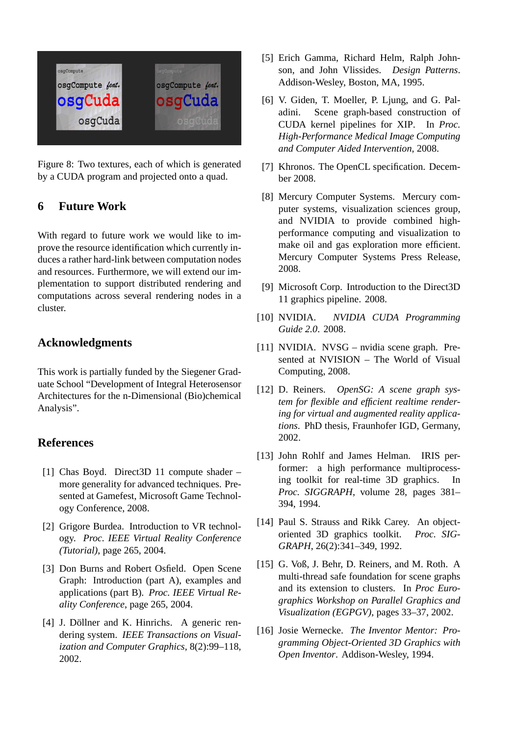Figure 8: Two textures, each of which is generated by a CUDA program and projected onto a quad.

## 6 Future Work

With regard to future work we would like to improve the resource identification which currently induces a rather hard-link between computation nodes and resources. Furthermore, we will extend our implementation to support distributed rendering and computations across several rendering nodes in a cluster.

## Acknowledgments

This work is partially funded by the Siegener Graduate School "Development of Integral Heterosensor Architectures for the n-Dimensional (Bio)chemical Analysis".

## References

[1] Chas Boyd. Direct3D 11 compute shader – more generality for advanced techniques. Presented at Gamefest, Microsoft Game Technology Conference, 2008.

[2] Grigore Burdea. Introduction to VR technology. *Proc. IEEE Virtual Reality Conference (Tutorial)*, page 265, 2004.

[3] Don Burns and Robert Osfield. Open Scene Graph: Introduction (part A), examples and applications (part B). *Proc. IEEE Virtual Reality Conference*, page 265, 2004.

[4] J. Döllner and K. Hinrichs. A generic rendering system. *IEEE Transactions on Visualization and Computer Graphics*, 8(2):99–118, 2002.

[5] Erich Gamma, Richard Helm, Ralph Johnson, and John Vlissides. *Design Patterns*. Addison-Wesley, Boston, MA, 1995.

[6] V. Giden, T. Moeller, P. Ljung, and G. Paladini. Scene graph-based construction of CUDA kernel pipelines for XIP. In *Proc. High-Performance Medical Image Computing and Computer Aided Intervention*, 2008.

[7] Khronos. The OpenCL specification. December 2008.

[8] Mercury Computer Systems. Mercury computer systems, visualization sciences group, and NVIDIA to provide combined high-performance computing and visualization to make oil and gas exploration more efficient. Mercury Computer Systems Press Release, 2008.

[9] Microsoft Corp. Introduction to the Direct3D 11 graphics pipeline. 2008.

[10] NVIDIA. *NVIDIA CUDA Programming Guide 2.0*. 2008.

[11] NVIDIA. NVSG – nvidia scene graph. Presented at NVISION – The World of Visual Computing, 2008.

[12] D. Reiners. *OpenSG: A scene graph system for flexible and efficient realtime rendering for virtual and augmented reality applications*. PhD thesis, Fraunhofer IGD, Germany, 2002.

[13] John Rohlf and James Helman. IRIS performer: a high performance multiprocessing toolkit for real-time 3D graphics. In *Proc. SIGGRAPH*, volume 28, pages 381–394, 1994.

[14] Paul S. Strauss and Rikk Carey. An object-oriented 3D graphics toolkit. *Proc. SIGGRAPH*, 26(2):341–349, 1992.

[15] G. Voß, J. Behr, D. Reiners, and M. Roth. A multi-thread safe foundation for scene graphs and its extension to clusters. In *Proc Eurographics Workshop on Parallel Graphics and Visualization (EGPGV)*, pages 33–37, 2002.

[16] Josie Wernecke. *The Inventor Mentor: Programming Object-Oriented 3D Graphics with Open Inventor*. Addison-Wesley, 1994.